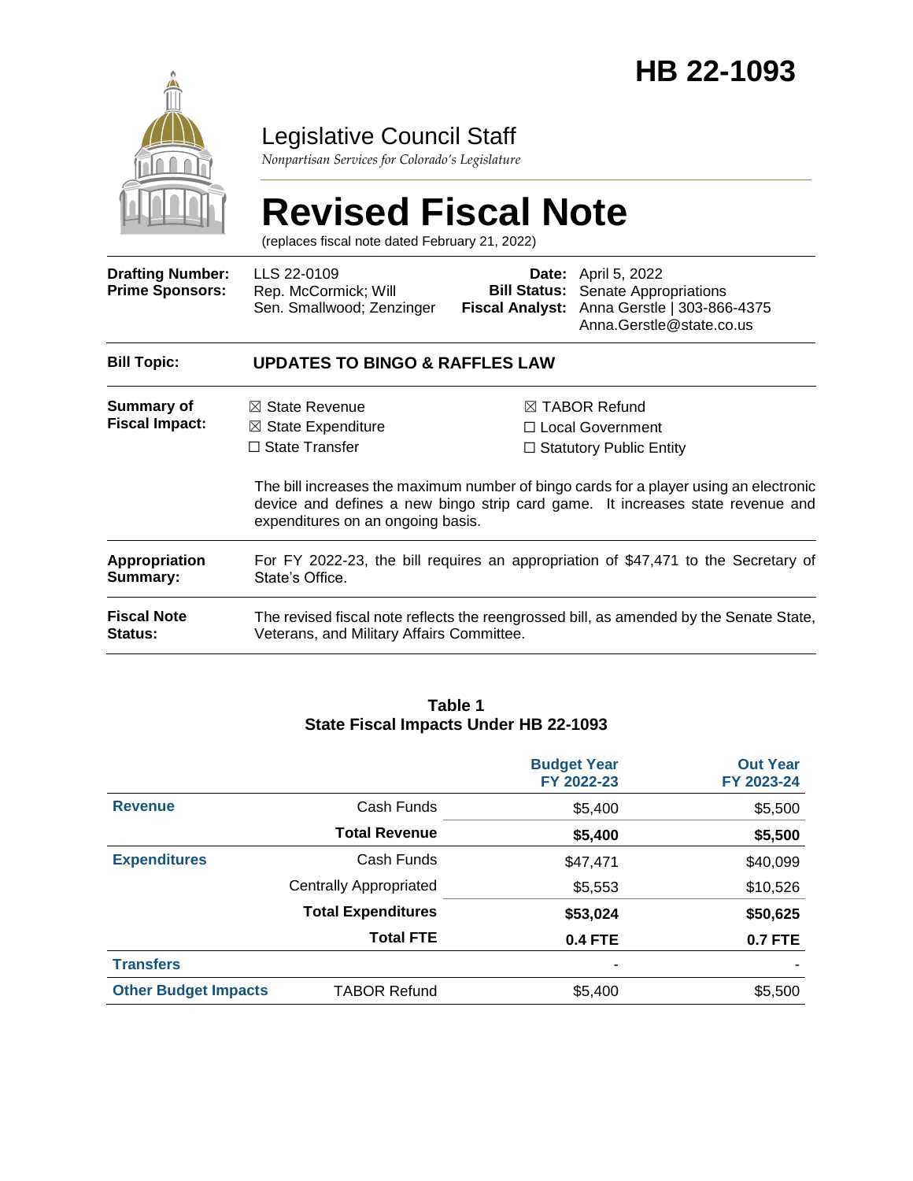# HB 22-1093

Legislative Council Staff

*Nonpartisan Services for Colorado's Legislature*

# Revised Fiscal Note

(replaces fiscal note dated February 21, 2022)

| | | | |
|---|---|---|---|
| **Drafting Number:** | LLS 22-0109 | **Date:** | April 5, 2022 |
| **Prime Sponsors:** | Rep. McCormick; Will<br>Sen. Smallwood; Zenzinger | **Bill Status:** | Senate Appropriations |
| | | **Fiscal Analyst:** | Anna Gerstle \| 303-866-4375<br>Anna.Gerstle@state.co.us |

**Bill Topic:** **UPDATES TO BINGO & RAFFLES LAW**

**Summary of Fiscal Impact:**

- ☒ State Revenue
- ☒ State Expenditure
- ☐ State Transfer
- ☒ TABOR Refund
- ☐ Local Government
- ☐ Statutory Public Entity

The bill increases the maximum number of bingo cards for a player using an electronic device and defines a new bingo strip card game. It increases state revenue and expenditures on an ongoing basis.

**Appropriation Summary:** For FY 2022-23, the bill requires an appropriation of $47,471 to the Secretary of State's Office.

**Fiscal Note Status:** The revised fiscal note reflects the reengrossed bill, as amended by the Senate State, Veterans, and Military Affairs Committee.

**Table 1**
**State Fiscal Impacts Under HB 22-1093**

| | | Budget Year FY 2022-23 | Out Year FY 2023-24 |
|---|---|---|---|
| **Revenue** | Cash Funds | $5,400 | $5,500 |
| | **Total Revenue** | **$5,400** | **$5,500** |
| **Expenditures** | Cash Funds | $47,471 | $40,099 |
| | Centrally Appropriated | $5,553 | $10,526 |
| | **Total Expenditures** | **$53,024** | **$50,625** |
| | **Total FTE** | **0.4 FTE** | **0.7 FTE** |
| **Transfers** | | - | - |
| **Other Budget Impacts** | TABOR Refund | $5,400 | $5,500 |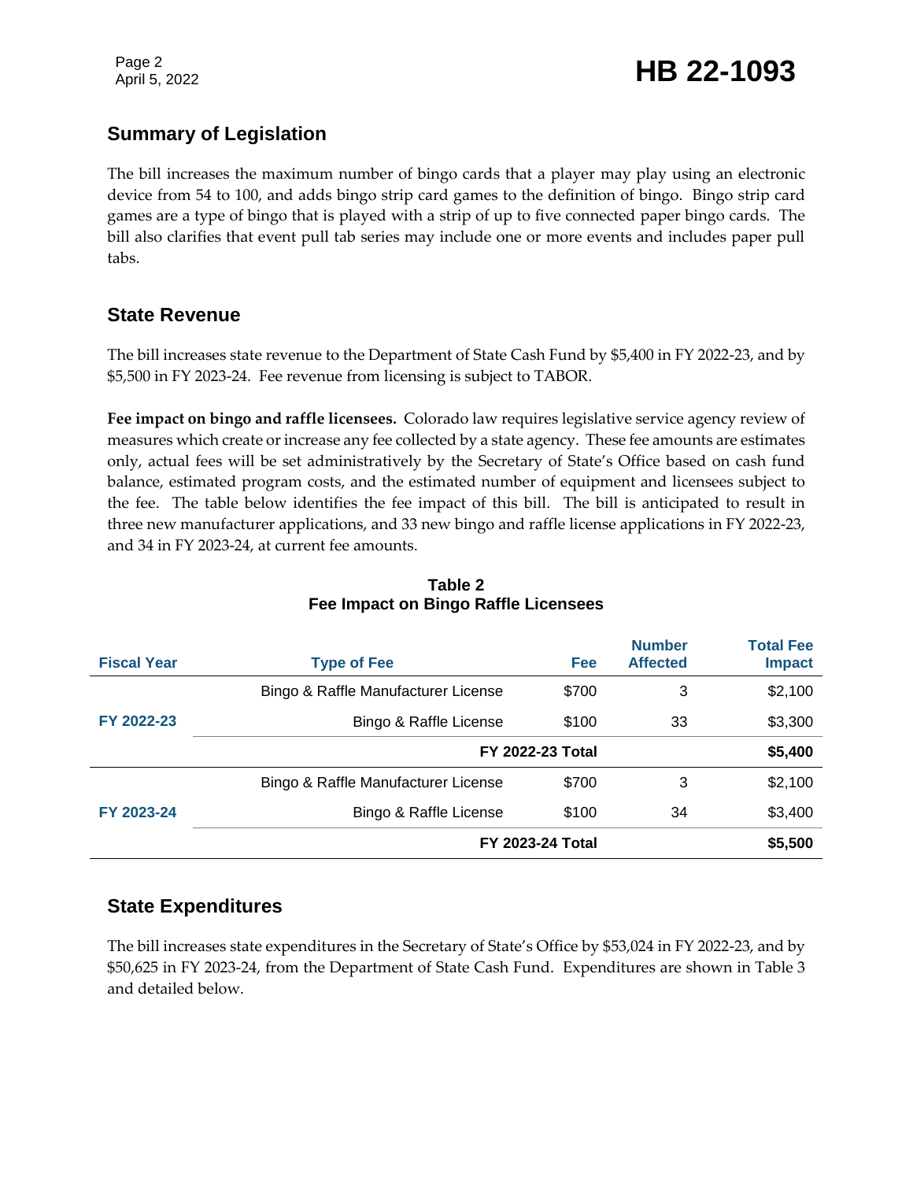## Summary of Legislation

The bill increases the maximum number of bingo cards that a player may play using an electronic device from 54 to 100, and adds bingo strip card games to the definition of bingo. Bingo strip card games are a type of bingo that is played with a strip of up to five connected paper bingo cards. The bill also clarifies that event pull tab series may include one or more events and includes paper pull tabs.

## State Revenue

The bill increases state revenue to the Department of State Cash Fund by $5,400 in FY 2022-23, and by $5,500 in FY 2023-24. Fee revenue from licensing is subject to TABOR.

**Fee impact on bingo and raffle licensees.** Colorado law requires legislative service agency review of measures which create or increase any fee collected by a state agency. These fee amounts are estimates only, actual fees will be set administratively by the Secretary of State's Office based on cash fund balance, estimated program costs, and the estimated number of equipment and licensees subject to the fee. The table below identifies the fee impact of this bill. The bill is anticipated to result in three new manufacturer applications, and 33 new bingo and raffle license applications in FY 2022-23, and 34 in FY 2023-24, at current fee amounts.

**Table 2**
**Fee Impact on Bingo Raffle Licensees**

| Fiscal Year | Type of Fee | Fee | Number Affected | Total Fee Impact |
|---|---|---|---|---|
| FY 2022-23 | Bingo & Raffle Manufacturer License | $700 | 3 | $2,100 |
| | Bingo & Raffle License | $100 | 33 | $3,300 |
| | **FY 2022-23 Total** | | | **$5,400** |
| FY 2023-24 | Bingo & Raffle Manufacturer License | $700 | 3 | $2,100 |
| | Bingo & Raffle License | $100 | 34 | $3,400 |
| | **FY 2023-24 Total** | | | **$5,500** |

## State Expenditures

The bill increases state expenditures in the Secretary of State's Office by $53,024 in FY 2022-23, and by $50,625 in FY 2023-24, from the Department of State Cash Fund. Expenditures are shown in Table 3 and detailed below.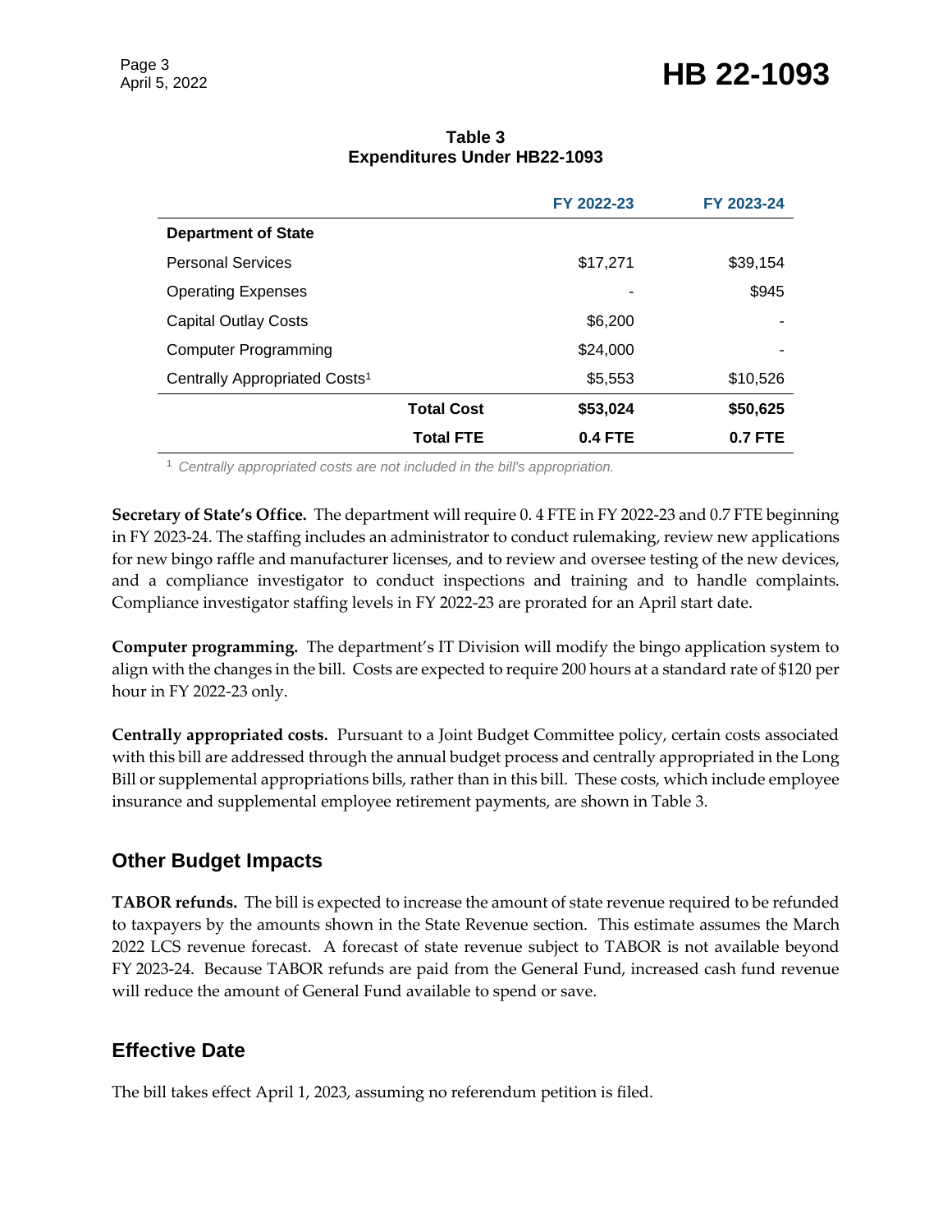**Table 3**
**Expenditures Under HB22-1093**

| | | FY 2022-23 | FY 2023-24 |
|---|---|---|---|
| **Department of State** | | | |
| Personal Services | | $17,271 | $39,154 |
| Operating Expenses | | - | $945 |
| Capital Outlay Costs | | $6,200 | - |
| Computer Programming | | $24,000 | - |
| Centrally Appropriated Costs[1] | | $5,553 | $10,526 |
| | **Total Cost** | **$53,024** | **$50,625** |
| | **Total FTE** | **0.4 FTE** | **0.7 FTE** |

[1] *Centrally appropriated costs are not included in the bill's appropriation.*

**Secretary of State's Office.** The department will require 0. 4 FTE in FY 2022-23 and 0.7 FTE beginning in FY 2023-24. The staffing includes an administrator to conduct rulemaking, review new applications for new bingo raffle and manufacturer licenses, and to review and oversee testing of the new devices, and a compliance investigator to conduct inspections and training and to handle complaints. Compliance investigator staffing levels in FY 2022-23 are prorated for an April start date.

**Computer programming.** The department's IT Division will modify the bingo application system to align with the changes in the bill. Costs are expected to require 200 hours at a standard rate of $120 per hour in FY 2022-23 only.

**Centrally appropriated costs.** Pursuant to a Joint Budget Committee policy, certain costs associated with this bill are addressed through the annual budget process and centrally appropriated in the Long Bill or supplemental appropriations bills, rather than in this bill. These costs, which include employee insurance and supplemental employee retirement payments, are shown in Table 3.

## Other Budget Impacts

**TABOR refunds.** The bill is expected to increase the amount of state revenue required to be refunded to taxpayers by the amounts shown in the State Revenue section. This estimate assumes the March 2022 LCS revenue forecast. A forecast of state revenue subject to TABOR is not available beyond FY 2023-24. Because TABOR refunds are paid from the General Fund, increased cash fund revenue will reduce the amount of General Fund available to spend or save.

## Effective Date

The bill takes effect April 1, 2023, assuming no referendum petition is filed.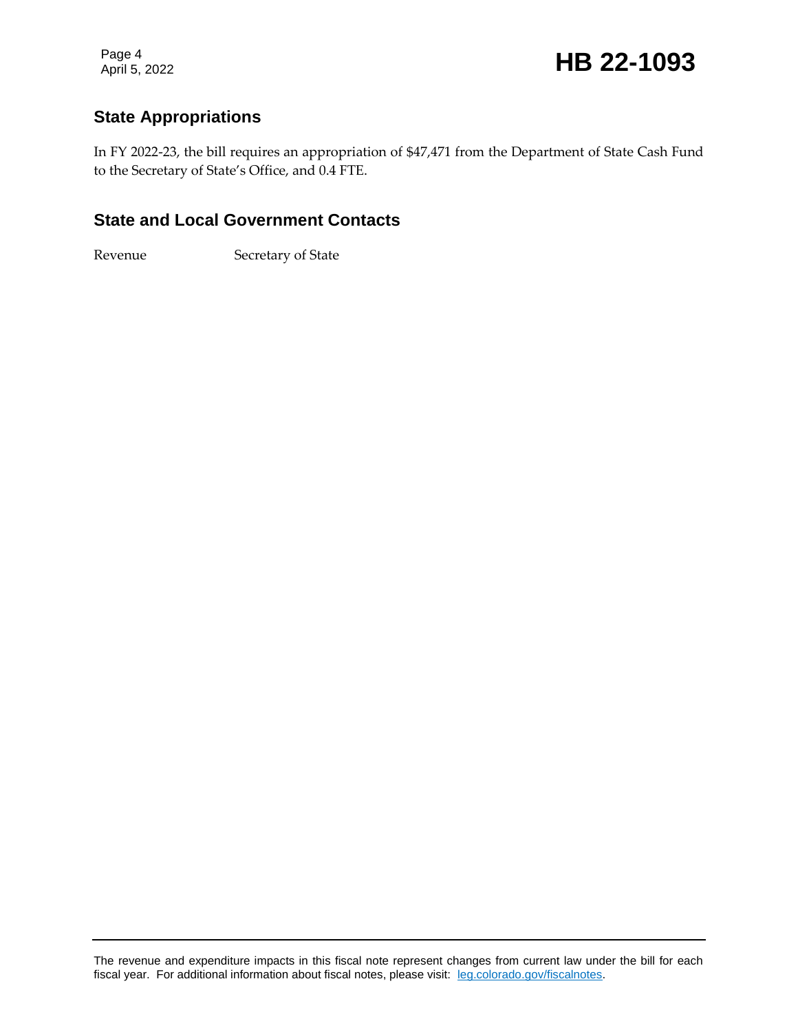## State Appropriations

In FY 2022-23, the bill requires an appropriation of $47,471 from the Department of State Cash Fund to the Secretary of State's Office, and 0.4 FTE.

## State and Local Government Contacts

| | |
|---|---|
| Revenue | Secretary of State |

The revenue and expenditure impacts in this fiscal note represent changes from current law under the bill for each fiscal year. For additional information about fiscal notes, please visit: leg.colorado.gov/fiscalnotes.